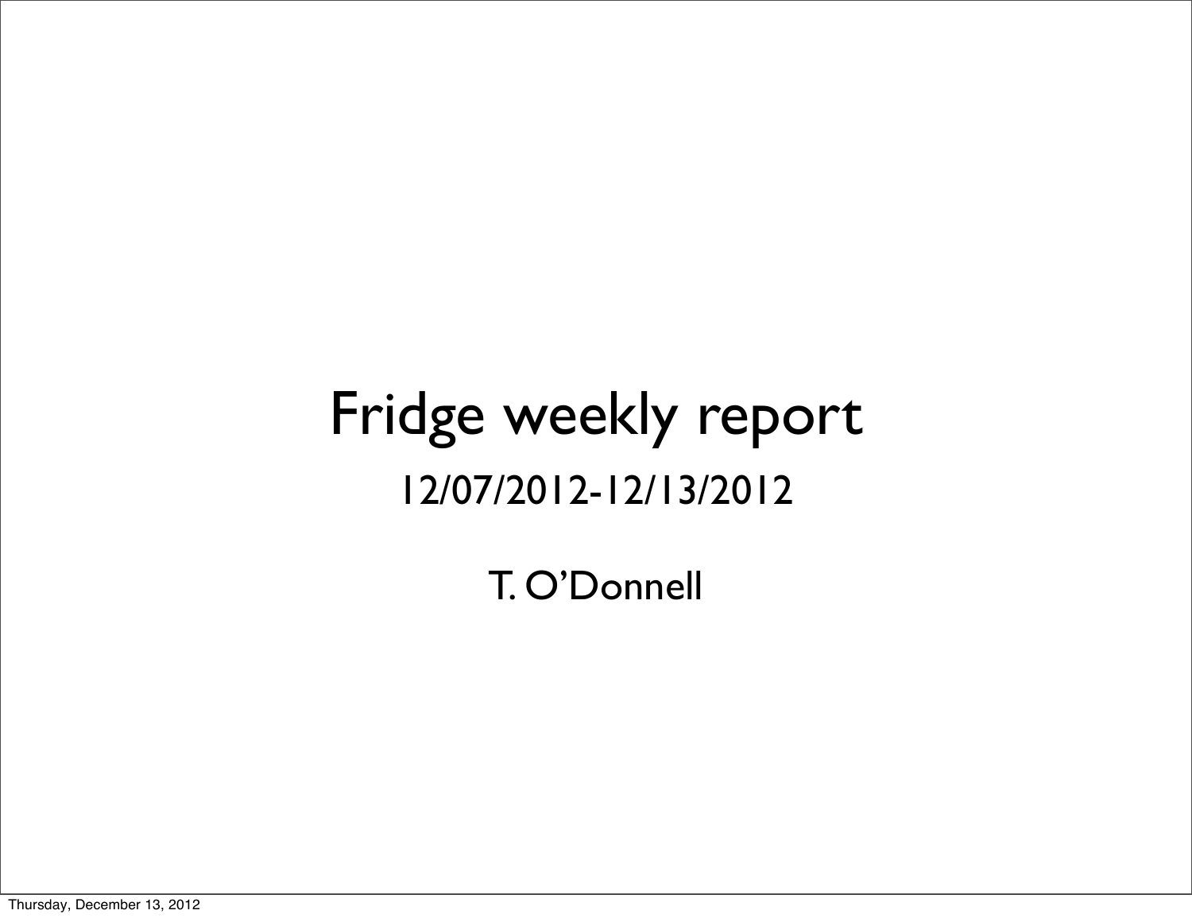# Fridge weekly report

12/07/2012-12/13/2012

T. O'Donnell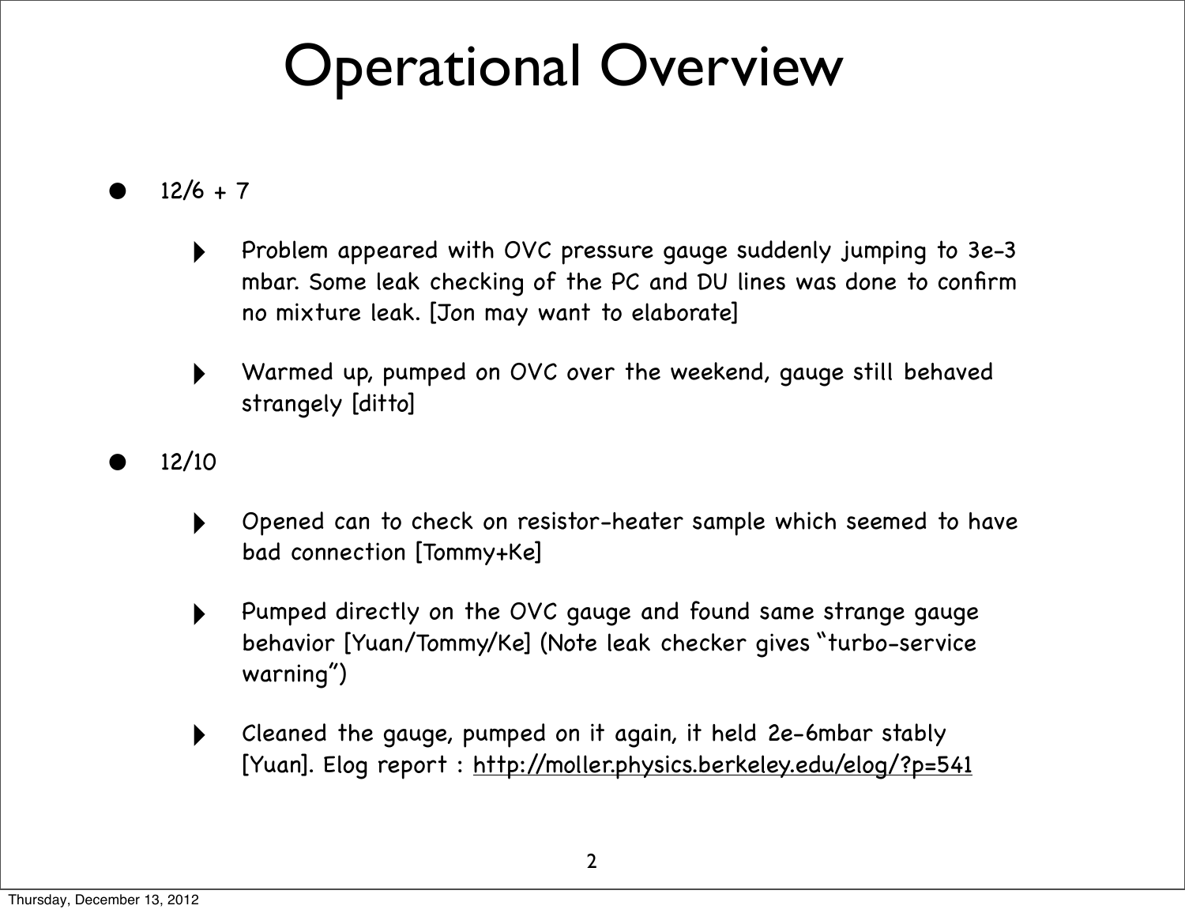# Operational Overview

- 12/6 + 7
  - Problem appeared with OVC pressure gauge suddenly jumping to 3e-3 mbar. Some leak checking of the PC and DU lines was done to confirm no mixture leak. [Jon may want to elaborate]
  - Warmed up, pumped on OVC over the weekend, gauge still behaved strangely [ditto]
- 12/10
  - Opened can to check on resistor-heater sample which seemed to have bad connection [Tommy+Ke]
  - Pumped directly on the OVC gauge and found same strange gauge behavior [Yuan/Tommy/Ke] (Note leak checker gives "turbo-service warning")
  - Cleaned the gauge, pumped on it again, it held 2e-6mbar stably [Yuan]. Elog report : http://moller.physics.berkeley.edu/elog/?p=541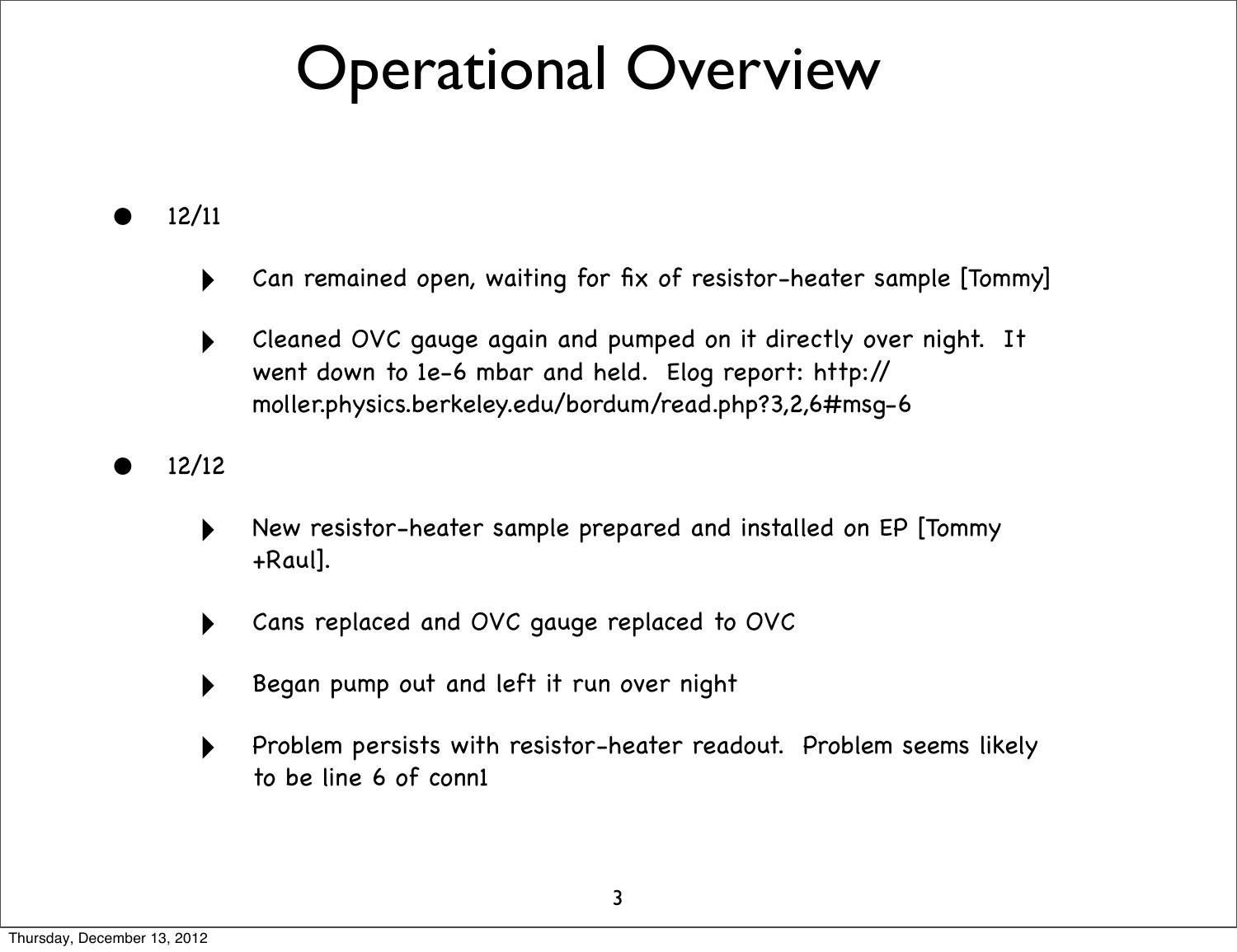# Operational Overview

- 12/11
  - Can remained open, waiting for fix of resistor-heater sample [Tommy]
  - Cleaned OVC gauge again and pumped on it directly over night. It went down to 1e-6 mbar and held. Elog report: http://moller.physics.berkeley.edu/bordum/read.php?3,2,6#msg-6
- 12/12
  - New resistor-heater sample prepared and installed on EP [Tommy +Raul].
  - Cans replaced and OVC gauge replaced to OVC
  - Began pump out and left it run over night
  - Problem persists with resistor-heater readout. Problem seems likely to be line 6 of conn1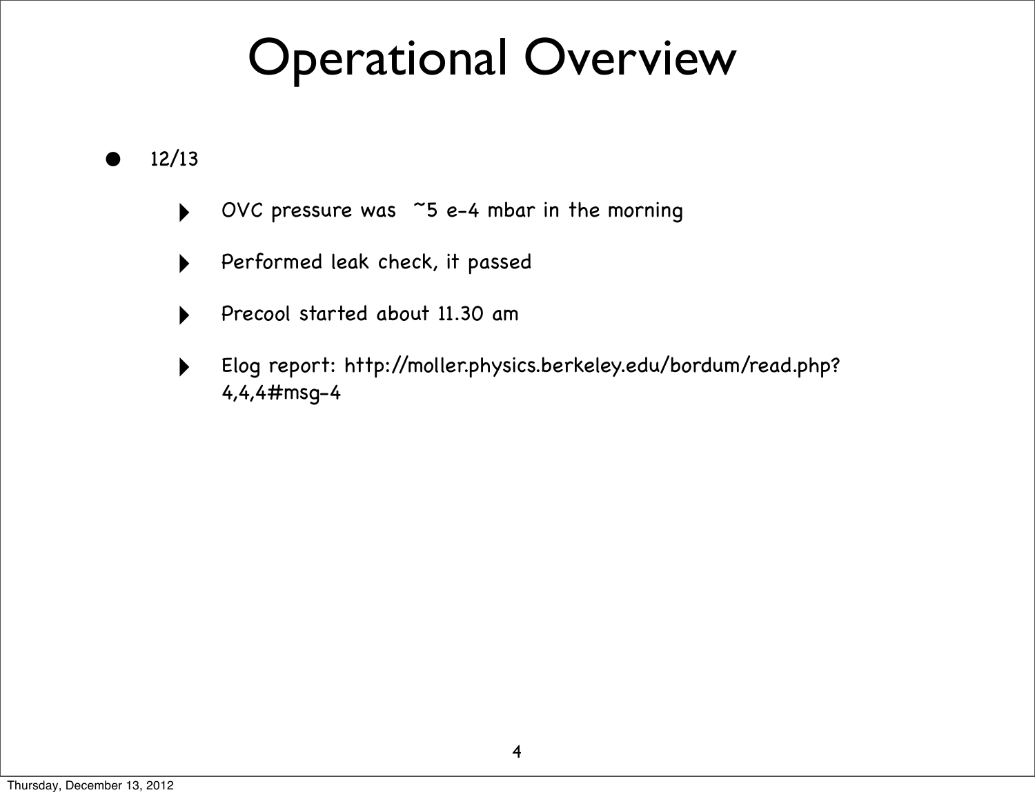# Operational Overview

- 12/13
  - OVC pressure was ~5 e-4 mbar in the morning
  - Performed leak check, it passed
  - Precool started about 11.30 am
  - Elog report: http://moller.physics.berkeley.edu/bordum/read.php?4,4,4#msg-4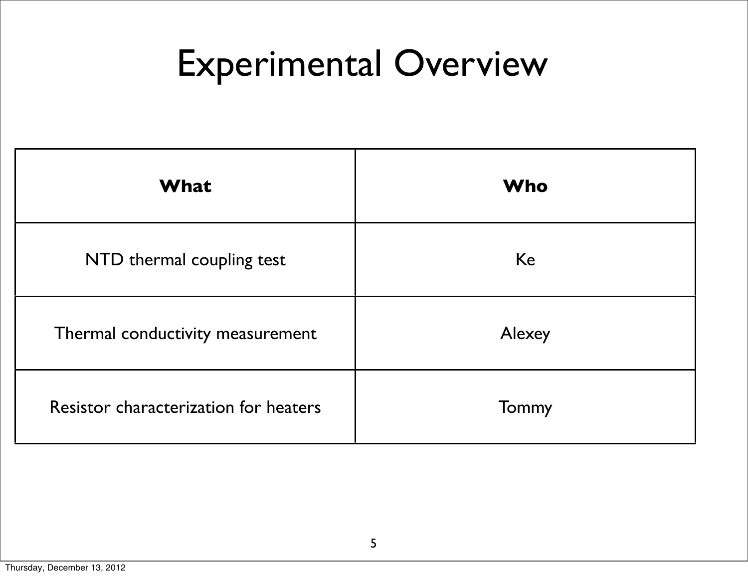# Experimental Overview

| **What** | **Who** |
| --- | --- |
| NTD thermal coupling test | Ke |
| Thermal conductivity measurement | Alexey |
| Resistor characterization for heaters | Tommy |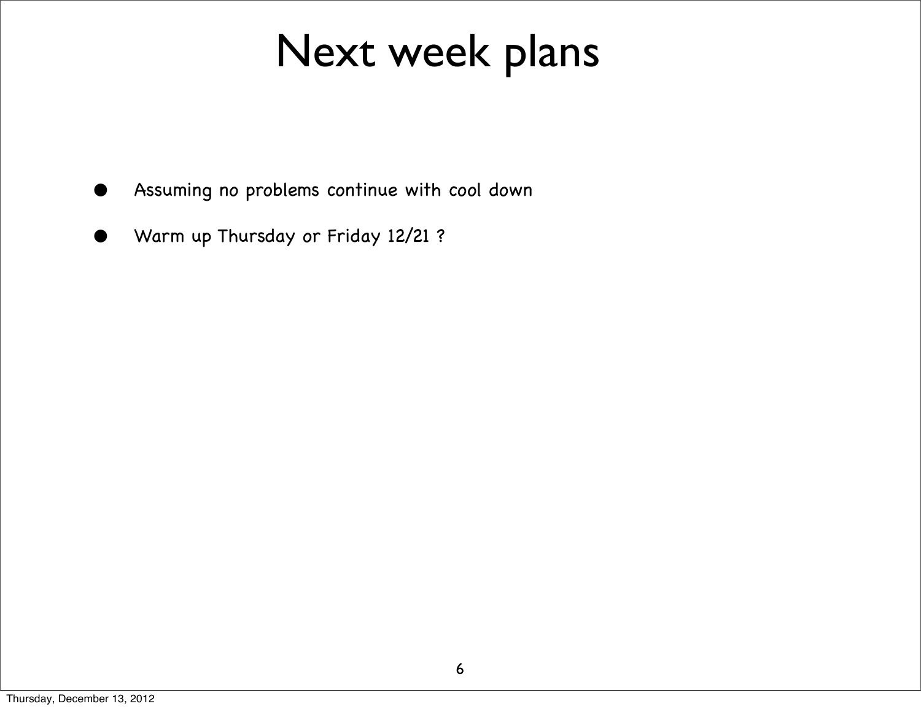# Next week plans

- Assuming no problems continue with cool down
- Warm up Thursday or Friday 12/21 ?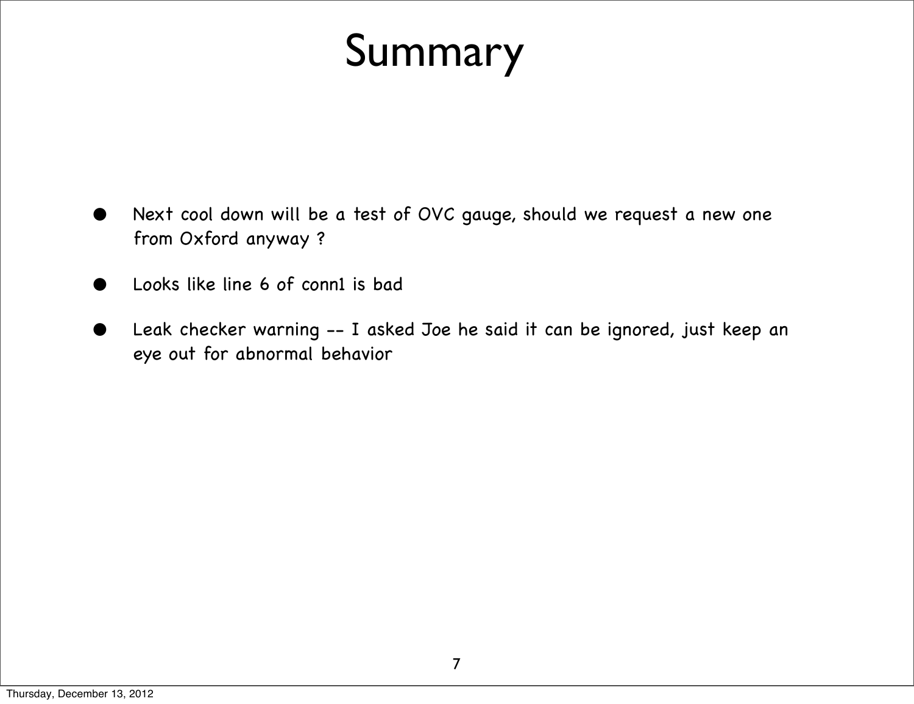# Summary

- Next cool down will be a test of OVC gauge, should we request a new one from Oxford anyway ?
- Looks like line 6 of conn1 is bad
- Leak checker warning -- I asked Joe he said it can be ignored, just keep an eye out for abnormal behavior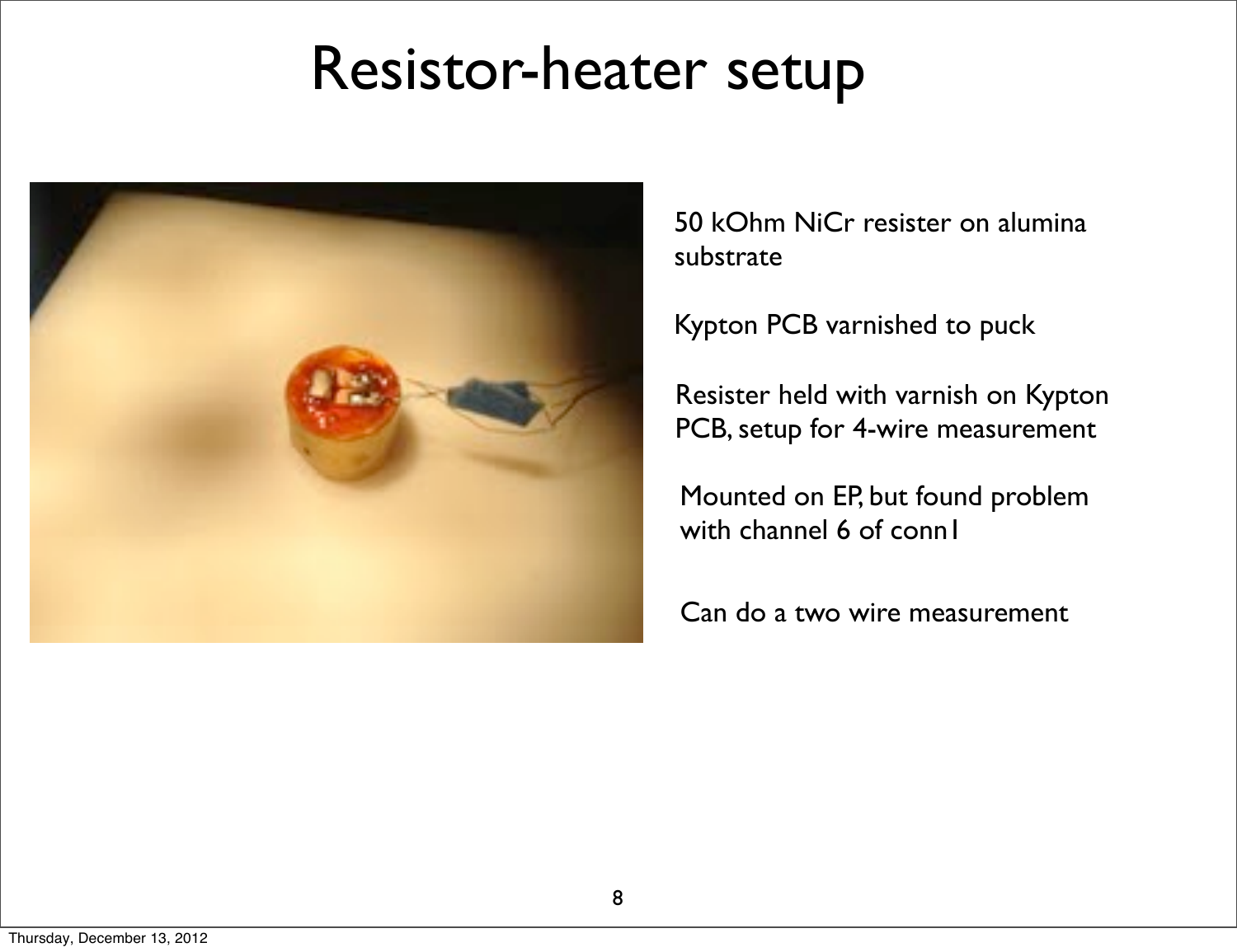# Resistor-heater setup

50 kOhm NiCr resister on alumina substrate

Kypton PCB varnished to puck

Resister held with varnish on Kypton PCB, setup for 4-wire measurement

Mounted on EP, but found problem with channel 6 of conn1

Can do a two wire measurement